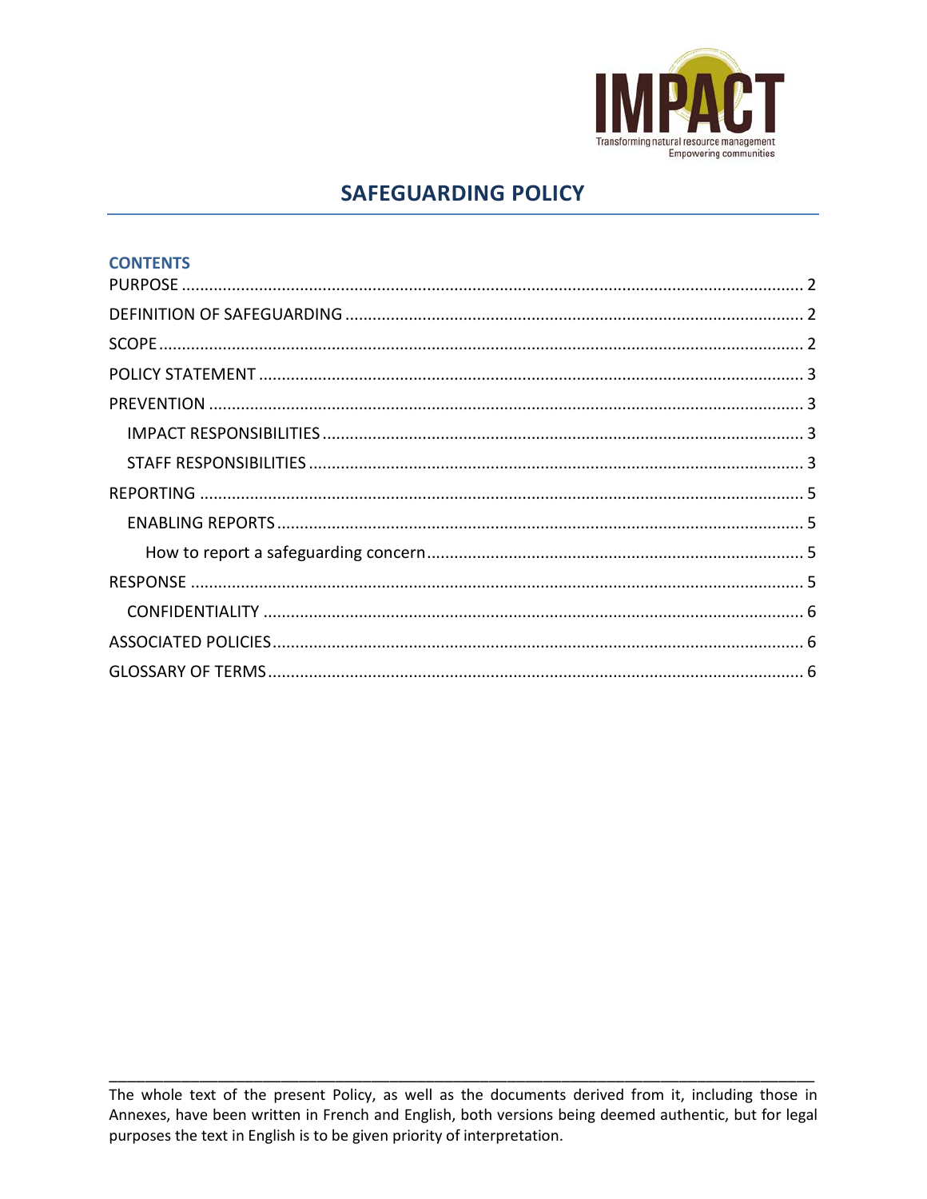IMPACT

Transforming natural resource management
Empowering communities

# SAFEGUARDING POLICY

## CONTENTS

PURPOSE ........ 2
DEFINITION OF SAFEGUARDING ........ 2
SCOPE ........ 2
POLICY STATEMENT ........ 3
PREVENTION ........ 3
  IMPACT RESPONSIBILITIES ........ 3
  STAFF RESPONSIBILITIES ........ 3
REPORTING ........ 5
  ENABLING REPORTS ........ 5
    How to report a safeguarding concern ........ 5
RESPONSE ........ 5
  CONFIDENTIALITY ........ 6
ASSOCIATED POLICIES ........ 6
GLOSSARY OF TERMS ........ 6

---

The whole text of the present Policy, as well as the documents derived from it, including those in Annexes, have been written in French and English, both versions being deemed authentic, but for legal purposes the text in English is to be given priority of interpretation.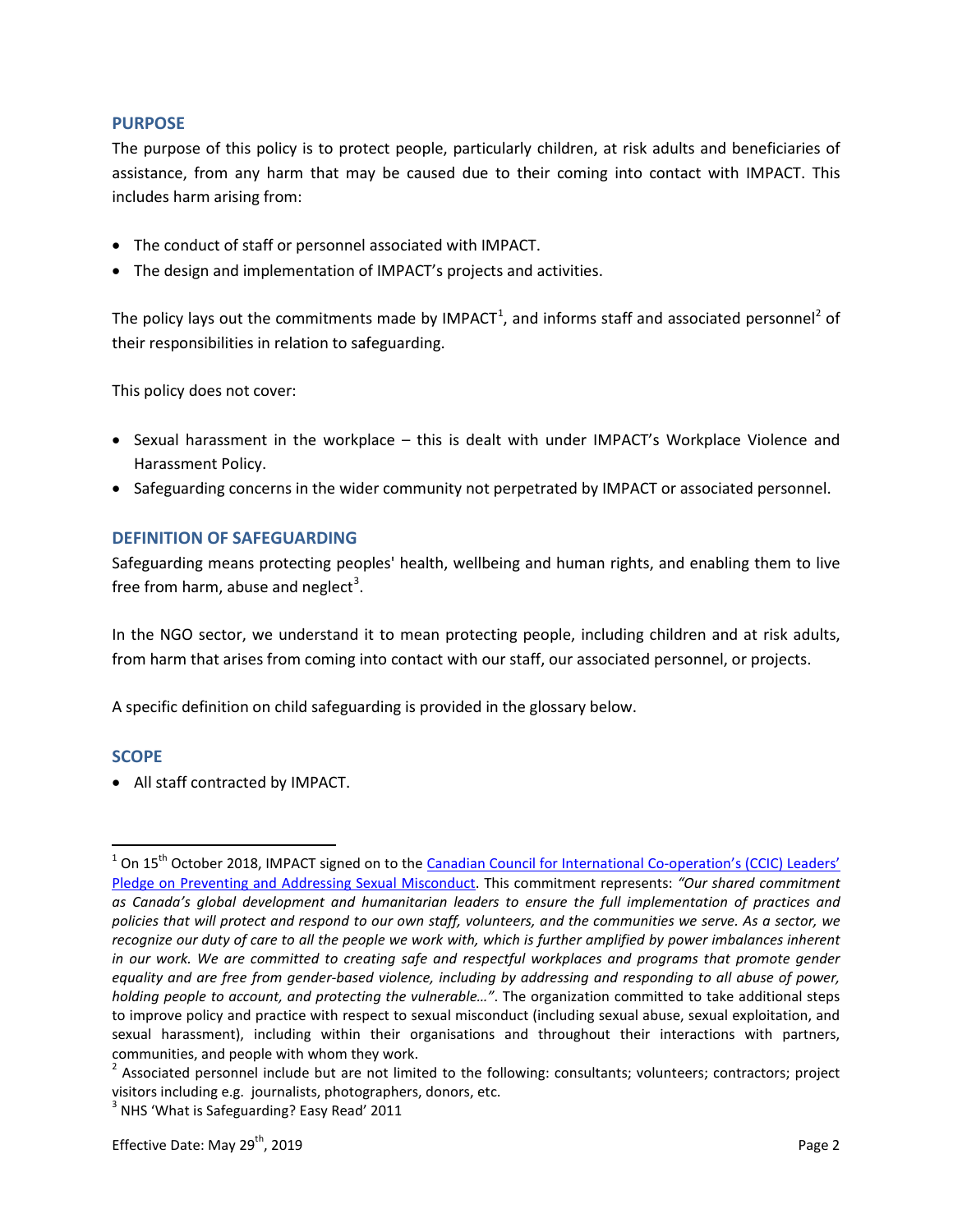## PURPOSE

The purpose of this policy is to protect people, particularly children, at risk adults and beneficiaries of assistance, from any harm that may be caused due to their coming into contact with IMPACT. This includes harm arising from:

- The conduct of staff or personnel associated with IMPACT.
- The design and implementation of IMPACT's projects and activities.

The policy lays out the commitments made by IMPACT[1], and informs staff and associated personnel[2] of their responsibilities in relation to safeguarding.

This policy does not cover:

- Sexual harassment in the workplace – this is dealt with under IMPACT's Workplace Violence and Harassment Policy.
- Safeguarding concerns in the wider community not perpetrated by IMPACT or associated personnel.

## DEFINITION OF SAFEGUARDING

Safeguarding means protecting peoples' health, wellbeing and human rights, and enabling them to live free from harm, abuse and neglect[3].

In the NGO sector, we understand it to mean protecting people, including children and at risk adults, from harm that arises from coming into contact with our staff, our associated personnel, or projects.

A specific definition on child safeguarding is provided in the glossary below.

## SCOPE

- All staff contracted by IMPACT.

---

[1] On 15th October 2018, IMPACT signed on to the Canadian Council for International Co-operation's (CCIC) Leaders' Pledge on Preventing and Addressing Sexual Misconduct. This commitment represents: *"Our shared commitment as Canada's global development and humanitarian leaders to ensure the full implementation of practices and policies that will protect and respond to our own staff, volunteers, and the communities we serve. As a sector, we recognize our duty of care to all the people we work with, which is further amplified by power imbalances inherent in our work. We are committed to creating safe and respectful workplaces and programs that promote gender equality and are free from gender-based violence, including by addressing and responding to all abuse of power, holding people to account, and protecting the vulnerable…"*. The organization committed to take additional steps to improve policy and practice with respect to sexual misconduct (including sexual abuse, sexual exploitation, and sexual harassment), including within their organisations and throughout their interactions with partners, communities, and people with whom they work.

[2] Associated personnel include but are not limited to the following: consultants; volunteers; contractors; project visitors including e.g. journalists, photographers, donors, etc.

[3] NHS 'What is Safeguarding? Easy Read' 2011

Effective Date: May 29th, 2019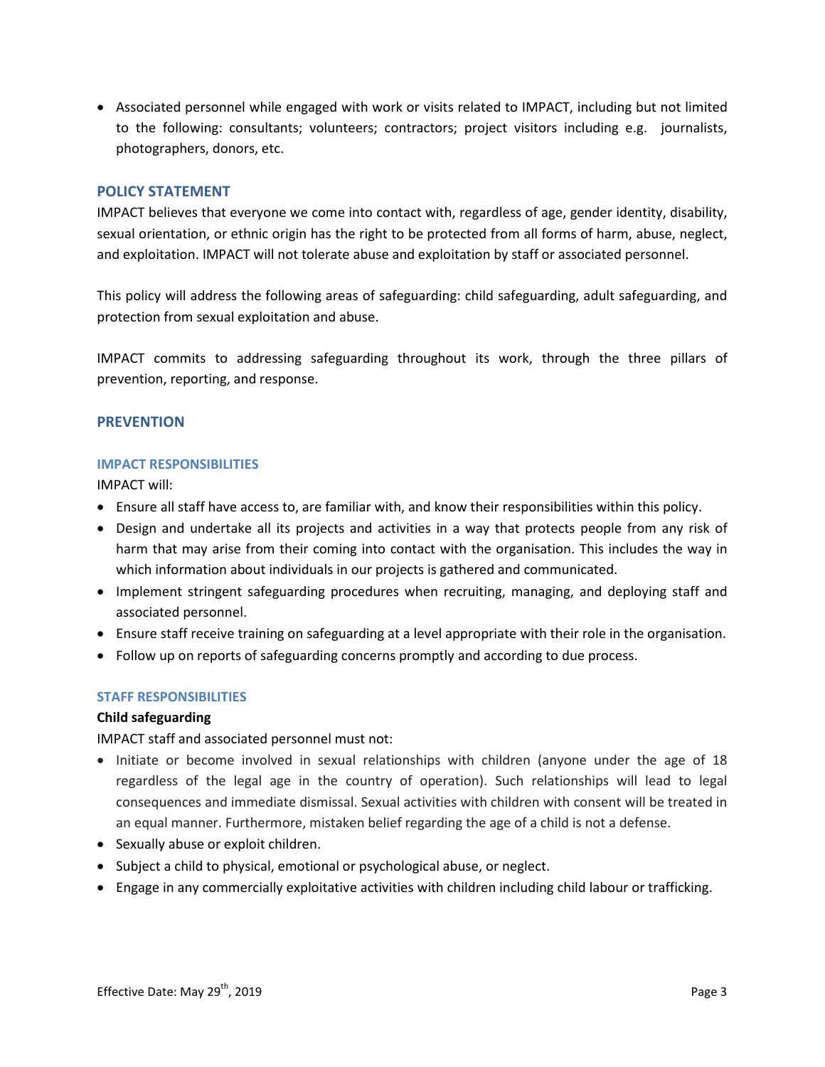- Associated personnel while engaged with work or visits related to IMPACT, including but not limited to the following: consultants; volunteers; contractors; project visitors including e.g. journalists, photographers, donors, etc.

## POLICY STATEMENT

IMPACT believes that everyone we come into contact with, regardless of age, gender identity, disability, sexual orientation, or ethnic origin has the right to be protected from all forms of harm, abuse, neglect, and exploitation. IMPACT will not tolerate abuse and exploitation by staff or associated personnel.

This policy will address the following areas of safeguarding: child safeguarding, adult safeguarding, and protection from sexual exploitation and abuse.

IMPACT commits to addressing safeguarding throughout its work, through the three pillars of prevention, reporting, and response.

## PREVENTION

### IMPACT RESPONSIBILITIES

IMPACT will:

- Ensure all staff have access to, are familiar with, and know their responsibilities within this policy.
- Design and undertake all its projects and activities in a way that protects people from any risk of harm that may arise from their coming into contact with the organisation. This includes the way in which information about individuals in our projects is gathered and communicated.
- Implement stringent safeguarding procedures when recruiting, managing, and deploying staff and associated personnel.
- Ensure staff receive training on safeguarding at a level appropriate with their role in the organisation.
- Follow up on reports of safeguarding concerns promptly and according to due process.

### STAFF RESPONSIBILITIES

**Child safeguarding**

IMPACT staff and associated personnel must not:

- Initiate or become involved in sexual relationships with children (anyone under the age of 18 regardless of the legal age in the country of operation). Such relationships will lead to legal consequences and immediate dismissal. Sexual activities with children with consent will be treated in an equal manner. Furthermore, mistaken belief regarding the age of a child is not a defense.
- Sexually abuse or exploit children.
- Subject a child to physical, emotional or psychological abuse, or neglect.
- Engage in any commercially exploitative activities with children including child labour or trafficking.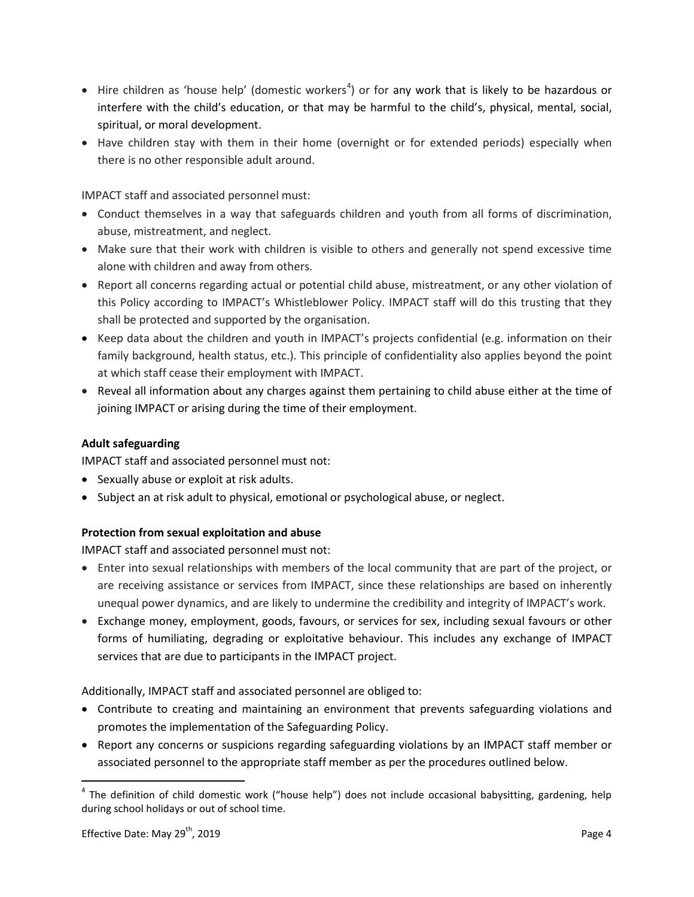- Hire children as 'house help' (domestic workers[4]) or for any work that is likely to be hazardous or interfere with the child's education, or that may be harmful to the child's, physical, mental, social, spiritual, or moral development.
- Have children stay with them in their home (overnight or for extended periods) especially when there is no other responsible adult around.

IMPACT staff and associated personnel must:

- Conduct themselves in a way that safeguards children and youth from all forms of discrimination, abuse, mistreatment, and neglect.
- Make sure that their work with children is visible to others and generally not spend excessive time alone with children and away from others.
- Report all concerns regarding actual or potential child abuse, mistreatment, or any other violation of this Policy according to IMPACT's Whistleblower Policy. IMPACT staff will do this trusting that they shall be protected and supported by the organisation.
- Keep data about the children and youth in IMPACT's projects confidential (e.g. information on their family background, health status, etc.). This principle of confidentiality also applies beyond the point at which staff cease their employment with IMPACT.
- Reveal all information about any charges against them pertaining to child abuse either at the time of joining IMPACT or arising during the time of their employment.

**Adult safeguarding**

IMPACT staff and associated personnel must not:

- Sexually abuse or exploit at risk adults.
- Subject an at risk adult to physical, emotional or psychological abuse, or neglect.

**Protection from sexual exploitation and abuse**

IMPACT staff and associated personnel must not:

- Enter into sexual relationships with members of the local community that are part of the project, or are receiving assistance or services from IMPACT, since these relationships are based on inherently unequal power dynamics, and are likely to undermine the credibility and integrity of IMPACT's work.
- Exchange money, employment, goods, favours, or services for sex, including sexual favours or other forms of humiliating, degrading or exploitative behaviour. This includes any exchange of IMPACT services that are due to participants in the IMPACT project.

Additionally, IMPACT staff and associated personnel are obliged to:

- Contribute to creating and maintaining an environment that prevents safeguarding violations and promotes the implementation of the Safeguarding Policy.
- Report any concerns or suspicions regarding safeguarding violations by an IMPACT staff member or associated personnel to the appropriate staff member as per the procedures outlined below.

[4] The definition of child domestic work ("house help") does not include occasional babysitting, gardening, help during school holidays or out of school time.

Effective Date: May 29th, 2019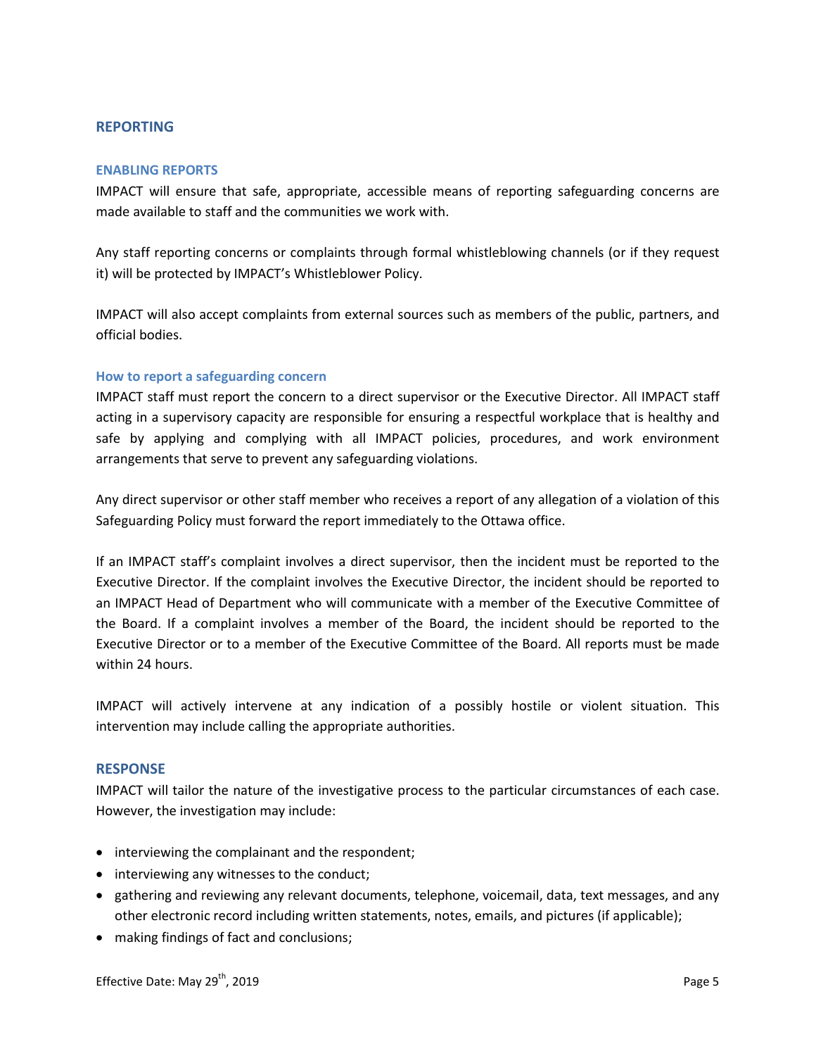## REPORTING

### ENABLING REPORTS

IMPACT will ensure that safe, appropriate, accessible means of reporting safeguarding concerns are made available to staff and the communities we work with.

Any staff reporting concerns or complaints through formal whistleblowing channels (or if they request it) will be protected by IMPACT's Whistleblower Policy.

IMPACT will also accept complaints from external sources such as members of the public, partners, and official bodies.

### How to report a safeguarding concern

IMPACT staff must report the concern to a direct supervisor or the Executive Director. All IMPACT staff acting in a supervisory capacity are responsible for ensuring a respectful workplace that is healthy and safe by applying and complying with all IMPACT policies, procedures, and work environment arrangements that serve to prevent any safeguarding violations.

Any direct supervisor or other staff member who receives a report of any allegation of a violation of this Safeguarding Policy must forward the report immediately to the Ottawa office.

If an IMPACT staff's complaint involves a direct supervisor, then the incident must be reported to the Executive Director. If the complaint involves the Executive Director, the incident should be reported to an IMPACT Head of Department who will communicate with a member of the Executive Committee of the Board. If a complaint involves a member of the Board, the incident should be reported to the Executive Director or to a member of the Executive Committee of the Board. All reports must be made within 24 hours.

IMPACT will actively intervene at any indication of a possibly hostile or violent situation. This intervention may include calling the appropriate authorities.

## RESPONSE

IMPACT will tailor the nature of the investigative process to the particular circumstances of each case. However, the investigation may include:

- interviewing the complainant and the respondent;
- interviewing any witnesses to the conduct;
- gathering and reviewing any relevant documents, telephone, voicemail, data, text messages, and any other electronic record including written statements, notes, emails, and pictures (if applicable);
- making findings of fact and conclusions;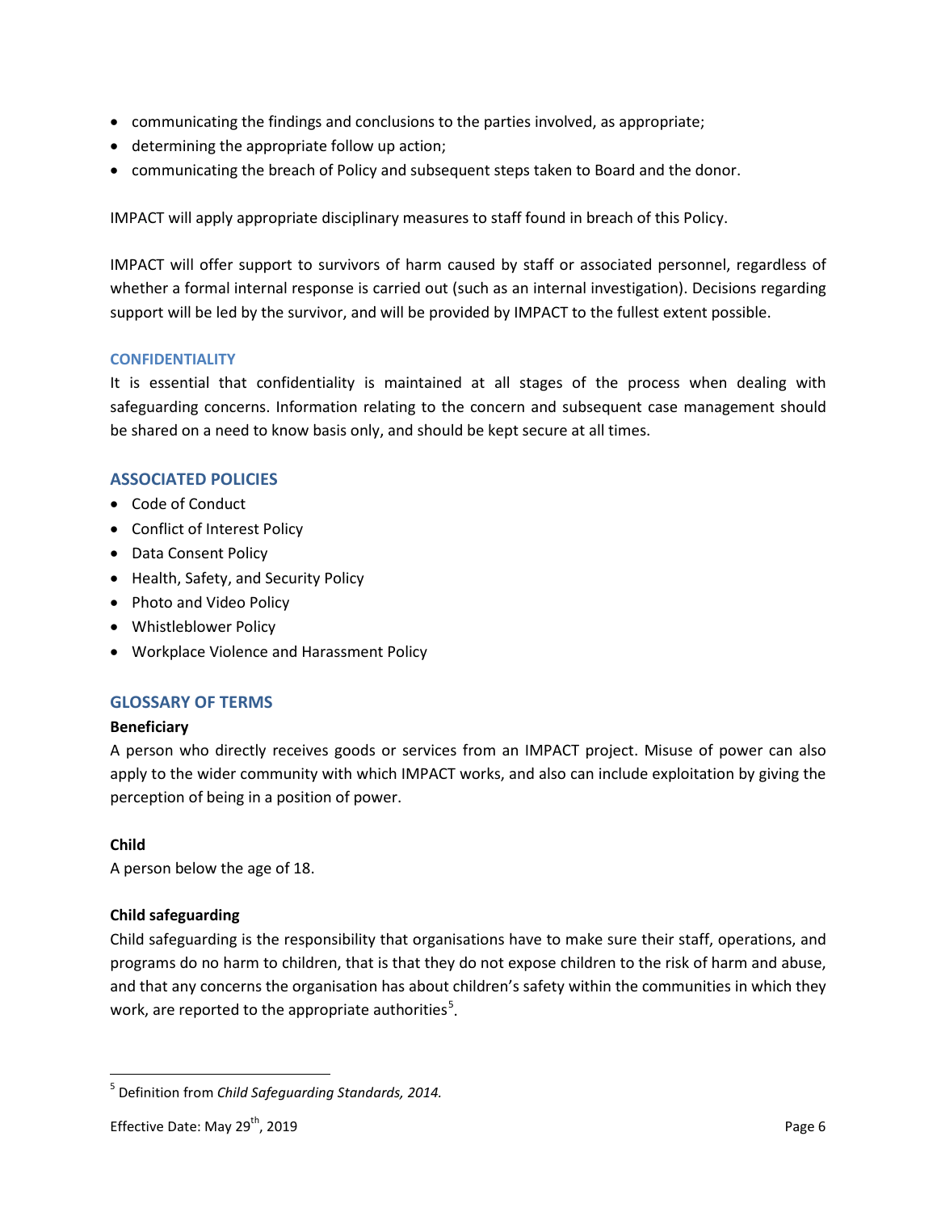- communicating the findings and conclusions to the parties involved, as appropriate;
- determining the appropriate follow up action;
- communicating the breach of Policy and subsequent steps taken to Board and the donor.

IMPACT will apply appropriate disciplinary measures to staff found in breach of this Policy.

IMPACT will offer support to survivors of harm caused by staff or associated personnel, regardless of whether a formal internal response is carried out (such as an internal investigation). Decisions regarding support will be led by the survivor, and will be provided by IMPACT to the fullest extent possible.

### CONFIDENTIALITY

It is essential that confidentiality is maintained at all stages of the process when dealing with safeguarding concerns. Information relating to the concern and subsequent case management should be shared on a need to know basis only, and should be kept secure at all times.

## ASSOCIATED POLICIES

- Code of Conduct
- Conflict of Interest Policy
- Data Consent Policy
- Health, Safety, and Security Policy
- Photo and Video Policy
- Whistleblower Policy
- Workplace Violence and Harassment Policy

## GLOSSARY OF TERMS

**Beneficiary**

A person who directly receives goods or services from an IMPACT project. Misuse of power can also apply to the wider community with which IMPACT works, and also can include exploitation by giving the perception of being in a position of power.

**Child**

A person below the age of 18.

**Child safeguarding**

Child safeguarding is the responsibility that organisations have to make sure their staff, operations, and programs do no harm to children, that is that they do not expose children to the risk of harm and abuse, and that any concerns the organisation has about children's safety within the communities in which they work, are reported to the appropriate authorities[5].

[5] Definition from *Child Safeguarding Standards, 2014.*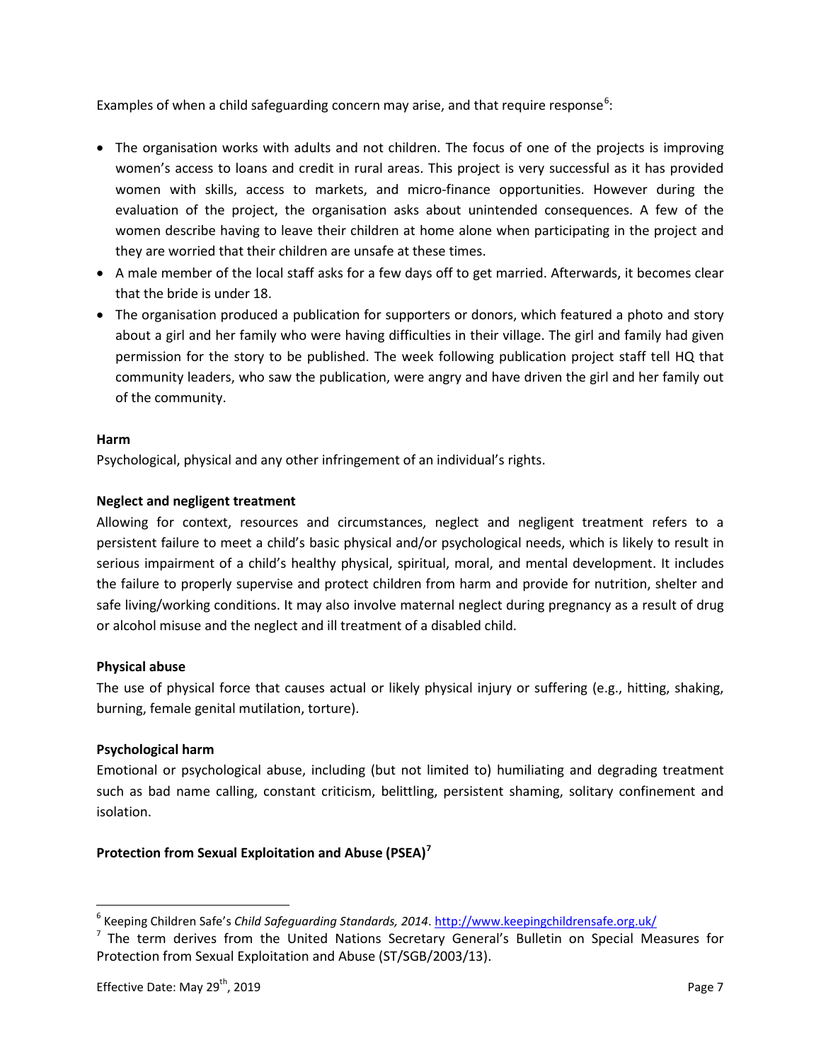Examples of when a child safeguarding concern may arise, and that require response[6]:

- The organisation works with adults and not children. The focus of one of the projects is improving women's access to loans and credit in rural areas. This project is very successful as it has provided women with skills, access to markets, and micro-finance opportunities. However during the evaluation of the project, the organisation asks about unintended consequences. A few of the women describe having to leave their children at home alone when participating in the project and they are worried that their children are unsafe at these times.
- A male member of the local staff asks for a few days off to get married. Afterwards, it becomes clear that the bride is under 18.
- The organisation produced a publication for supporters or donors, which featured a photo and story about a girl and her family who were having difficulties in their village. The girl and family had given permission for the story to be published. The week following publication project staff tell HQ that community leaders, who saw the publication, were angry and have driven the girl and her family out of the community.

**Harm**

Psychological, physical and any other infringement of an individual's rights.

**Neglect and negligent treatment**

Allowing for context, resources and circumstances, neglect and negligent treatment refers to a persistent failure to meet a child's basic physical and/or psychological needs, which is likely to result in serious impairment of a child's healthy physical, spiritual, moral, and mental development. It includes the failure to properly supervise and protect children from harm and provide for nutrition, shelter and safe living/working conditions. It may also involve maternal neglect during pregnancy as a result of drug or alcohol misuse and the neglect and ill treatment of a disabled child.

**Physical abuse**

The use of physical force that causes actual or likely physical injury or suffering (e.g., hitting, shaking, burning, female genital mutilation, torture).

**Psychological harm**

Emotional or psychological abuse, including (but not limited to) humiliating and degrading treatment such as bad name calling, constant criticism, belittling, persistent shaming, solitary confinement and isolation.

**Protection from Sexual Exploitation and Abuse (PSEA)[7]**

---

[6] Keeping Children Safe's *Child Safeguarding Standards, 2014*. http://www.keepingchildrensafe.org.uk/

[7] The term derives from the United Nations Secretary General's Bulletin on Special Measures for Protection from Sexual Exploitation and Abuse (ST/SGB/2003/13).

Effective Date: May 29th, 2019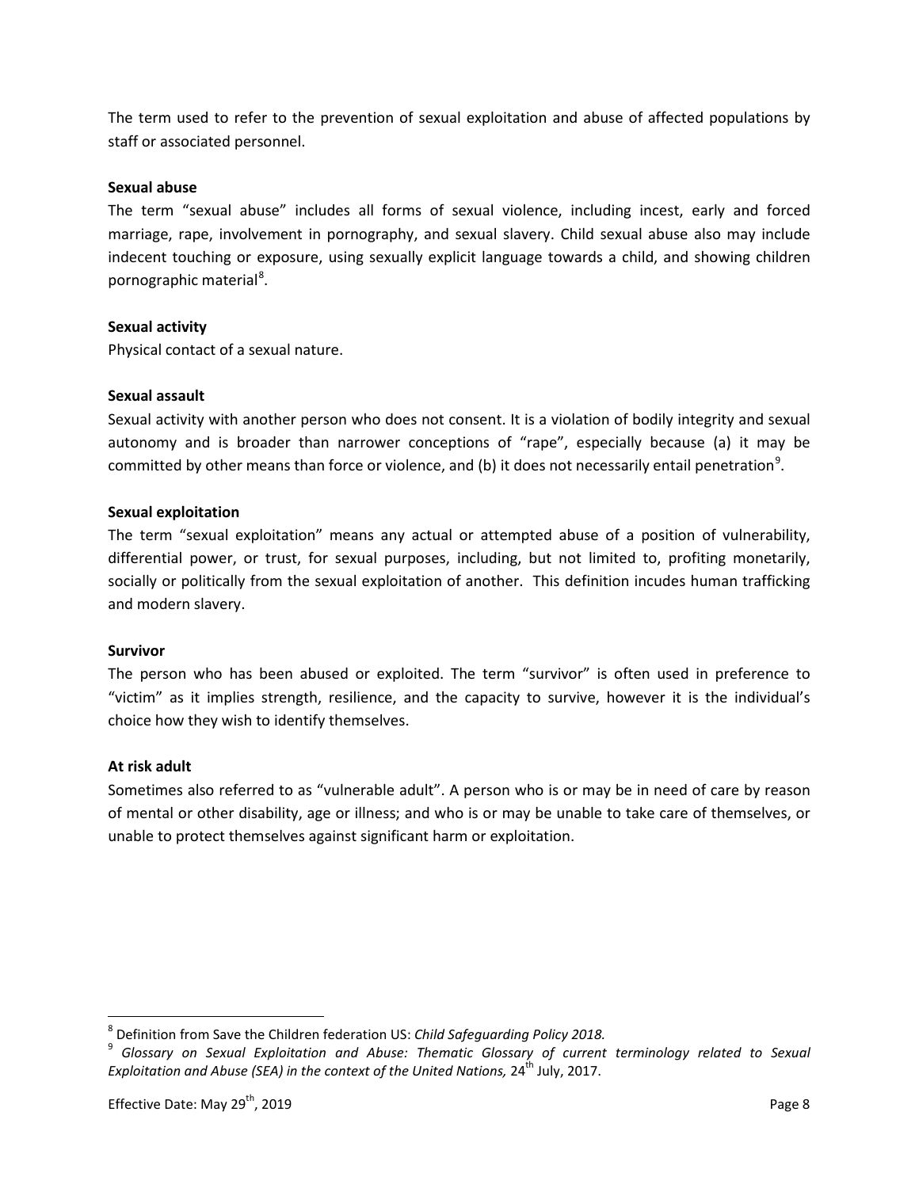The term used to refer to the prevention of sexual exploitation and abuse of affected populations by staff or associated personnel.

**Sexual abuse**

The term “sexual abuse” includes all forms of sexual violence, including incest, early and forced marriage, rape, involvement in pornography, and sexual slavery. Child sexual abuse also may include indecent touching or exposure, using sexually explicit language towards a child, and showing children pornographic material[8].

**Sexual activity**

Physical contact of a sexual nature.

**Sexual assault**

Sexual activity with another person who does not consent. It is a violation of bodily integrity and sexual autonomy and is broader than narrower conceptions of “rape”, especially because (a) it may be committed by other means than force or violence, and (b) it does not necessarily entail penetration[9].

**Sexual exploitation**

The term “sexual exploitation” means any actual or attempted abuse of a position of vulnerability, differential power, or trust, for sexual purposes, including, but not limited to, profiting monetarily, socially or politically from the sexual exploitation of another. This definition incudes human trafficking and modern slavery.

**Survivor**

The person who has been abused or exploited. The term “survivor” is often used in preference to “victim” as it implies strength, resilience, and the capacity to survive, however it is the individual’s choice how they wish to identify themselves.

**At risk adult**

Sometimes also referred to as “vulnerable adult”. A person who is or may be in need of care by reason of mental or other disability, age or illness; and who is or may be unable to take care of themselves, or unable to protect themselves against significant harm or exploitation.

---

[8] Definition from Save the Children federation US: *Child Safeguarding Policy 2018.*

[9] *Glossary on Sexual Exploitation and Abuse: Thematic Glossary of current terminology related to Sexual Exploitation and Abuse (SEA) in the context of the United Nations,* 24th July, 2017.

Effective Date: May 29th, 2019